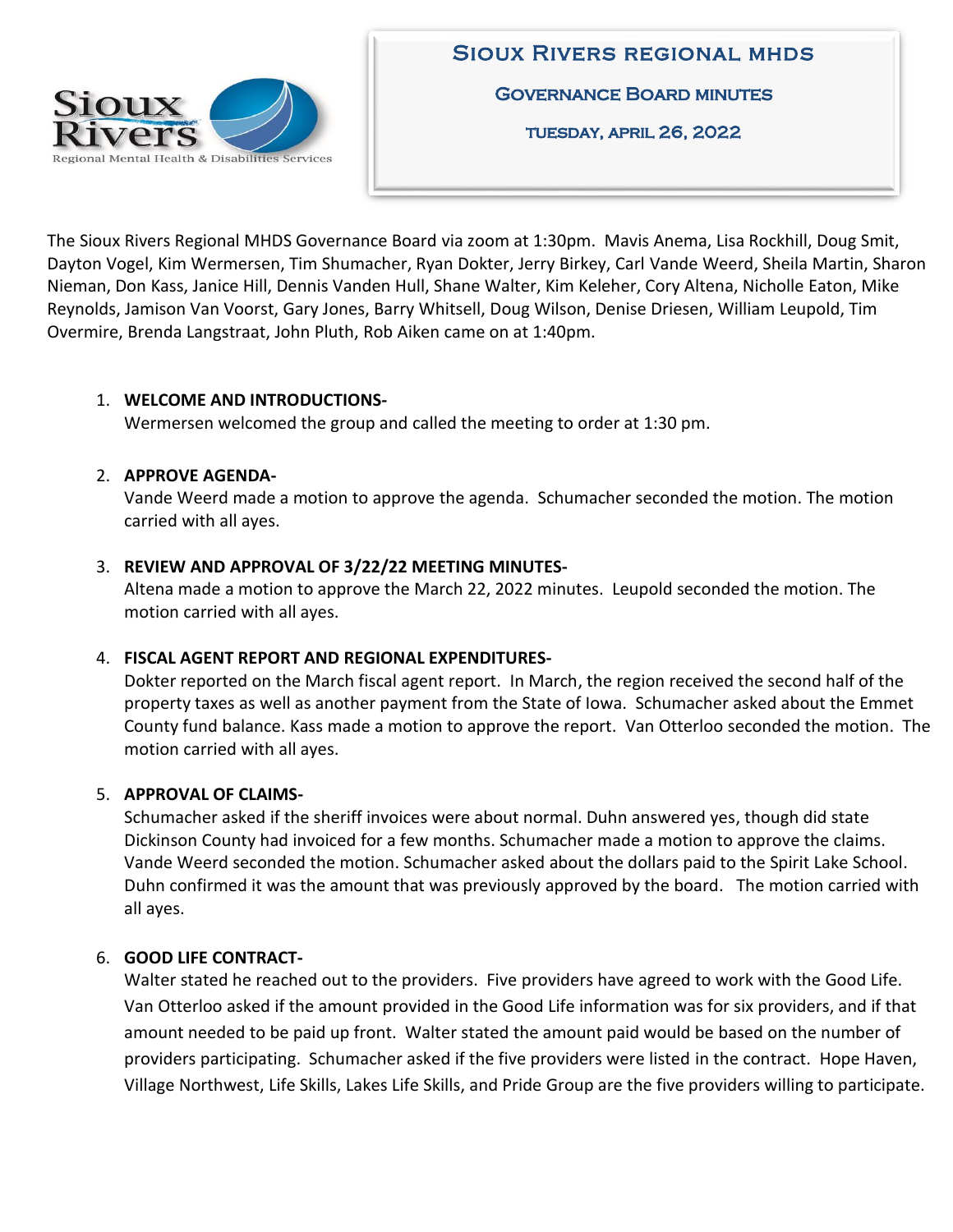# Sioux Rivers regional MHDS

## Governance Board minutes

### tuesday, april 26, 2022

The Sioux Rivers Regional MHDS Governance Board via zoom at 1:30pm. Mavis Anema, Lisa Rockhill, Doug Smit, Dayton Vogel, Kim Wermersen, Tim Shumacher, Ryan Dokter, Jerry Birkey, Carl Vande Weerd, Sheila Martin, Sharon Nieman, Don Kass, Janice Hill, Dennis Vanden Hull, Shane Walter, Kim Keleher, Cory Altena, Nicholle Eaton, Mike Reynolds, Jamison Van Voorst, Gary Jones, Barry Whitsell, Doug Wilson, Denise Driesen, William Leupold, Tim Overmire, Brenda Langstraat, John Pluth, Rob Aiken came on at 1:40pm.

1. **WELCOME AND INTRODUCTIONS-**
   Wermersen welcomed the group and called the meeting to order at 1:30 pm.

2. **APPROVE AGENDA-**
   Vande Weerd made a motion to approve the agenda. Schumacher seconded the motion. The motion carried with all ayes.

3. **REVIEW AND APPROVAL OF 3/22/22 MEETING MINUTES-**
   Altena made a motion to approve the March 22, 2022 minutes. Leupold seconded the motion. The motion carried with all ayes.

4. **FISCAL AGENT REPORT AND REGIONAL EXPENDITURES-**
   Dokter reported on the March fiscal agent report. In March, the region received the second half of the property taxes as well as another payment from the State of Iowa. Schumacher asked about the Emmet County fund balance. Kass made a motion to approve the report. Van Otterloo seconded the motion. The motion carried with all ayes.

5. **APPROVAL OF CLAIMS-**
   Schumacher asked if the sheriff invoices were about normal. Duhn answered yes, though did state Dickinson County had invoiced for a few months. Schumacher made a motion to approve the claims. Vande Weerd seconded the motion. Schumacher asked about the dollars paid to the Spirit Lake School. Duhn confirmed it was the amount that was previously approved by the board. The motion carried with all ayes.

6. **GOOD LIFE CONTRACT-**
   Walter stated he reached out to the providers. Five providers have agreed to work with the Good Life. Van Otterloo asked if the amount provided in the Good Life information was for six providers, and if that amount needed to be paid up front. Walter stated the amount paid would be based on the number of providers participating. Schumacher asked if the five providers were listed in the contract. Hope Haven, Village Northwest, Life Skills, Lakes Life Skills, and Pride Group are the five providers willing to participate.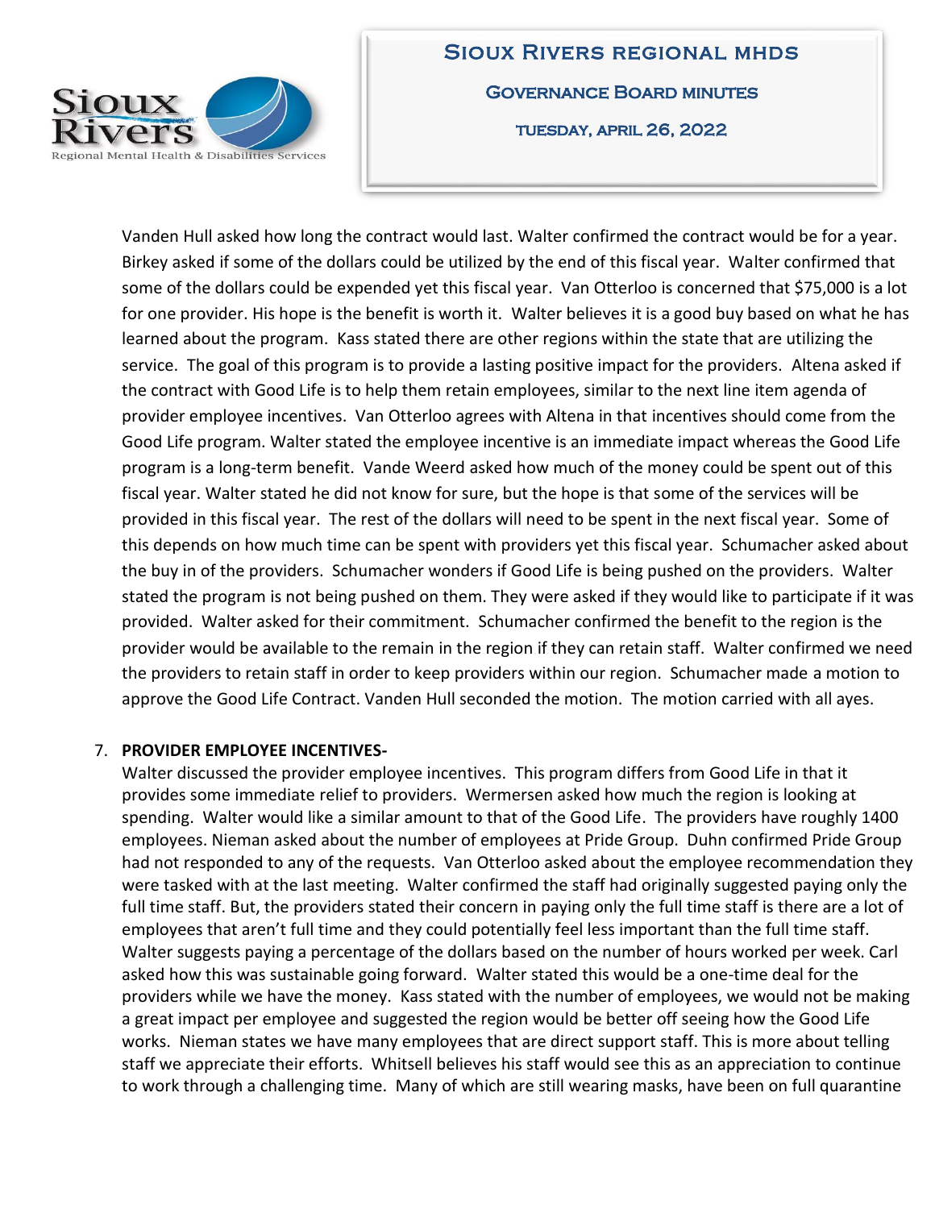Vanden Hull asked how long the contract would last. Walter confirmed the contract would be for a year. Birkey asked if some of the dollars could be utilized by the end of this fiscal year. Walter confirmed that some of the dollars could be expended yet this fiscal year. Van Otterloo is concerned that $75,000 is a lot for one provider. His hope is the benefit is worth it. Walter believes it is a good buy based on what he has learned about the program. Kass stated there are other regions within the state that are utilizing the service. The goal of this program is to provide a lasting positive impact for the providers. Altena asked if the contract with Good Life is to help them retain employees, similar to the next line item agenda of provider employee incentives. Van Otterloo agrees with Altena in that incentives should come from the Good Life program. Walter stated the employee incentive is an immediate impact whereas the Good Life program is a long-term benefit. Vande Weerd asked how much of the money could be spent out of this fiscal year. Walter stated he did not know for sure, but the hope is that some of the services will be provided in this fiscal year. The rest of the dollars will need to be spent in the next fiscal year. Some of this depends on how much time can be spent with providers yet this fiscal year. Schumacher asked about the buy in of the providers. Schumacher wonders if Good Life is being pushed on the providers. Walter stated the program is not being pushed on them. They were asked if they would like to participate if it was provided. Walter asked for their commitment. Schumacher confirmed the benefit to the region is the provider would be available to the remain in the region if they can retain staff. Walter confirmed we need the providers to retain staff in order to keep providers within our region. Schumacher made a motion to approve the Good Life Contract. Vanden Hull seconded the motion. The motion carried with all ayes.

7. **PROVIDER EMPLOYEE INCENTIVES-**
   Walter discussed the provider employee incentives. This program differs from Good Life in that it provides some immediate relief to providers. Wermersen asked how much the region is looking at spending. Walter would like a similar amount to that of the Good Life. The providers have roughly 1400 employees. Nieman asked about the number of employees at Pride Group. Duhn confirmed Pride Group had not responded to any of the requests. Van Otterloo asked about the employee recommendation they were tasked with at the last meeting. Walter confirmed the staff had originally suggested paying only the full time staff. But, the providers stated their concern in paying only the full time staff is there are a lot of employees that aren't full time and they could potentially feel less important than the full time staff. Walter suggests paying a percentage of the dollars based on the number of hours worked per week. Carl asked how this was sustainable going forward. Walter stated this would be a one-time deal for the providers while we have the money. Kass stated with the number of employees, we would not be making a great impact per employee and suggested the region would be better off seeing how the Good Life works. Nieman states we have many employees that are direct support staff. This is more about telling staff we appreciate their efforts. Whitsell believes his staff would see this as an appreciation to continue to work through a challenging time. Many of which are still wearing masks, have been on full quarantine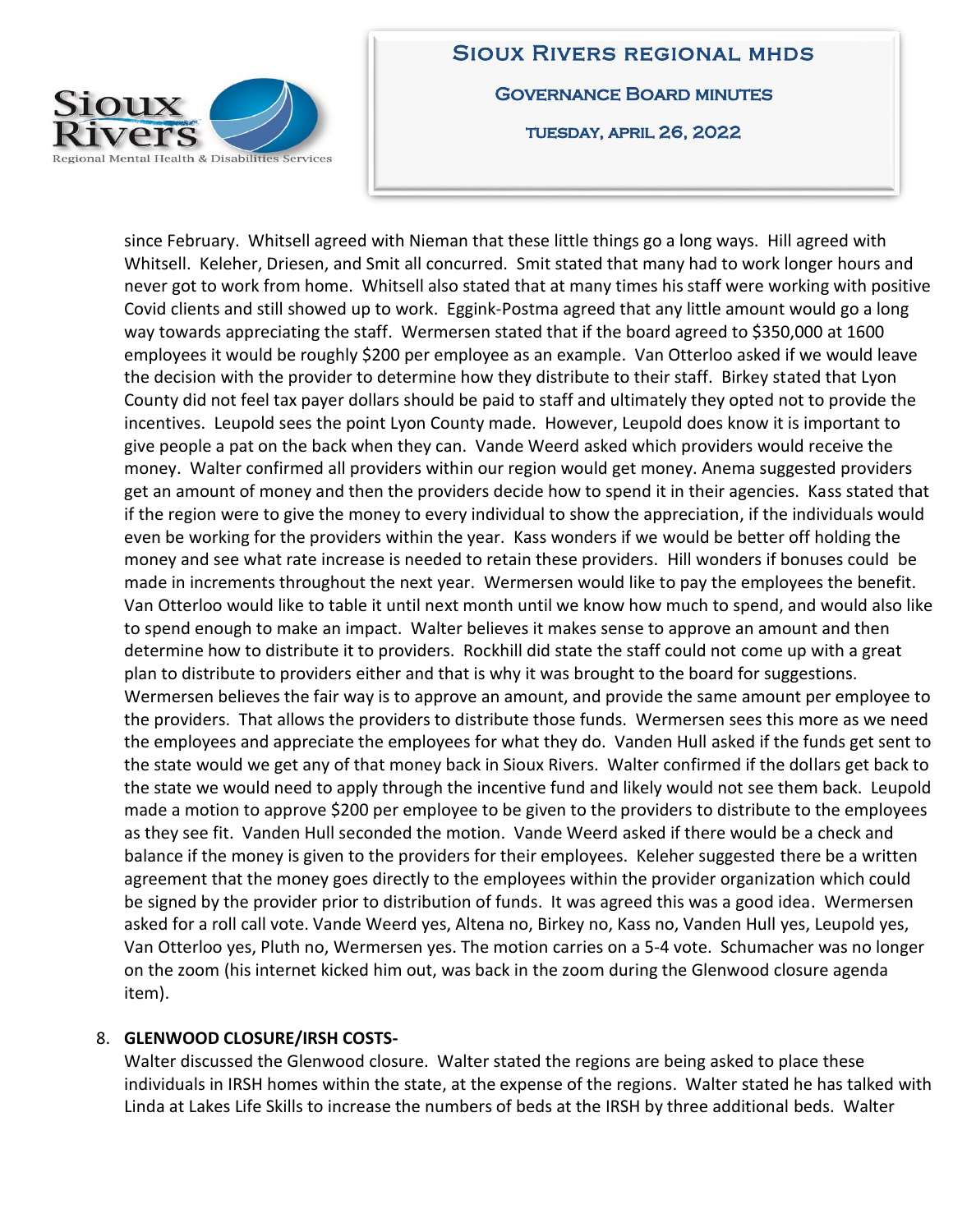since February. Whitsell agreed with Nieman that these little things go a long ways. Hill agreed with Whitsell. Keleher, Driesen, and Smit all concurred. Smit stated that many had to work longer hours and never got to work from home. Whitsell also stated that at many times his staff were working with positive Covid clients and still showed up to work. Eggink-Postma agreed that any little amount would go a long way towards appreciating the staff. Wermersen stated that if the board agreed to $350,000 at 1600 employees it would be roughly $200 per employee as an example. Van Otterloo asked if we would leave the decision with the provider to determine how they distribute to their staff. Birkey stated that Lyon County did not feel tax payer dollars should be paid to staff and ultimately they opted not to provide the incentives. Leupold sees the point Lyon County made. However, Leupold does know it is important to give people a pat on the back when they can. Vande Weerd asked which providers would receive the money. Walter confirmed all providers within our region would get money. Anema suggested providers get an amount of money and then the providers decide how to spend it in their agencies. Kass stated that if the region were to give the money to every individual to show the appreciation, if the individuals would even be working for the providers within the year. Kass wonders if we would be better off holding the money and see what rate increase is needed to retain these providers. Hill wonders if bonuses could be made in increments throughout the next year. Wermersen would like to pay the employees the benefit. Van Otterloo would like to table it until next month until we know how much to spend, and would also like to spend enough to make an impact. Walter believes it makes sense to approve an amount and then determine how to distribute it to providers. Rockhill did state the staff could not come up with a great plan to distribute to providers either and that is why it was brought to the board for suggestions. Wermersen believes the fair way is to approve an amount, and provide the same amount per employee to the providers. That allows the providers to distribute those funds. Wermersen sees this more as we need the employees and appreciate the employees for what they do. Vanden Hull asked if the funds get sent to the state would we get any of that money back in Sioux Rivers. Walter confirmed if the dollars get back to the state we would need to apply through the incentive fund and likely would not see them back. Leupold made a motion to approve $200 per employee to be given to the providers to distribute to the employees as they see fit. Vanden Hull seconded the motion. Vande Weerd asked if there would be a check and balance if the money is given to the providers for their employees. Keleher suggested there be a written agreement that the money goes directly to the employees within the provider organization which could be signed by the provider prior to distribution of funds. It was agreed this was a good idea. Wermersen asked for a roll call vote. Vande Weerd yes, Altena no, Birkey no, Kass no, Vanden Hull yes, Leupold yes, Van Otterloo yes, Pluth no, Wermersen yes. The motion carries on a 5-4 vote. Schumacher was no longer on the zoom (his internet kicked him out, was back in the zoom during the Glenwood closure agenda item).

8. **GLENWOOD CLOSURE/IRSH COSTS-**
   Walter discussed the Glenwood closure. Walter stated the regions are being asked to place these individuals in IRSH homes within the state, at the expense of the regions. Walter stated he has talked with Linda at Lakes Life Skills to increase the numbers of beds at the IRSH by three additional beds. Walter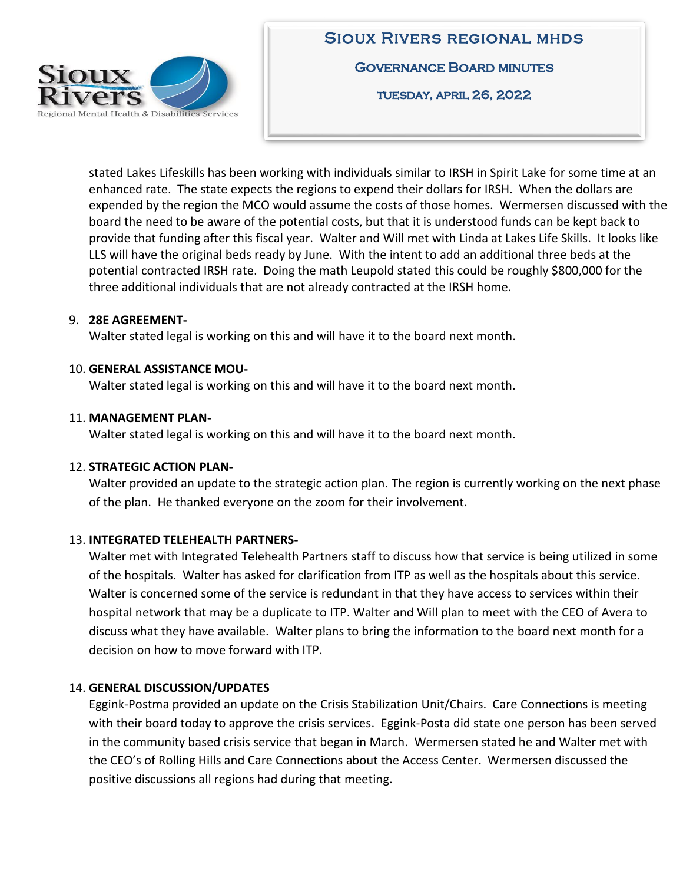stated Lakes Lifeskills has been working with individuals similar to IRSH in Spirit Lake for some time at an enhanced rate. The state expects the regions to expend their dollars for IRSH. When the dollars are expended by the region the MCO would assume the costs of those homes. Wermersen discussed with the board the need to be aware of the potential costs, but that it is understood funds can be kept back to provide that funding after this fiscal year. Walter and Will met with Linda at Lakes Life Skills. It looks like LLS will have the original beds ready by June. With the intent to add an additional three beds at the potential contracted IRSH rate. Doing the math Leupold stated this could be roughly $800,000 for the three additional individuals that are not already contracted at the IRSH home.

9. **28E AGREEMENT-**
   Walter stated legal is working on this and will have it to the board next month.

10. **GENERAL ASSISTANCE MOU-**
    Walter stated legal is working on this and will have it to the board next month.

11. **MANAGEMENT PLAN-**
    Walter stated legal is working on this and will have it to the board next month.

12. **STRATEGIC ACTION PLAN-**
    Walter provided an update to the strategic action plan. The region is currently working on the next phase of the plan. He thanked everyone on the zoom for their involvement.

13. **INTEGRATED TELEHEALTH PARTNERS-**
    Walter met with Integrated Telehealth Partners staff to discuss how that service is being utilized in some of the hospitals. Walter has asked for clarification from ITP as well as the hospitals about this service. Walter is concerned some of the service is redundant in that they have access to services within their hospital network that may be a duplicate to ITP. Walter and Will plan to meet with the CEO of Avera to discuss what they have available. Walter plans to bring the information to the board next month for a decision on how to move forward with ITP.

14. **GENERAL DISCUSSION/UPDATES**
    Eggink-Postma provided an update on the Crisis Stabilization Unit/Chairs. Care Connections is meeting with their board today to approve the crisis services. Eggink-Posta did state one person has been served in the community based crisis service that began in March. Wermersen stated he and Walter met with the CEO's of Rolling Hills and Care Connections about the Access Center. Wermersen discussed the positive discussions all regions had during that meeting.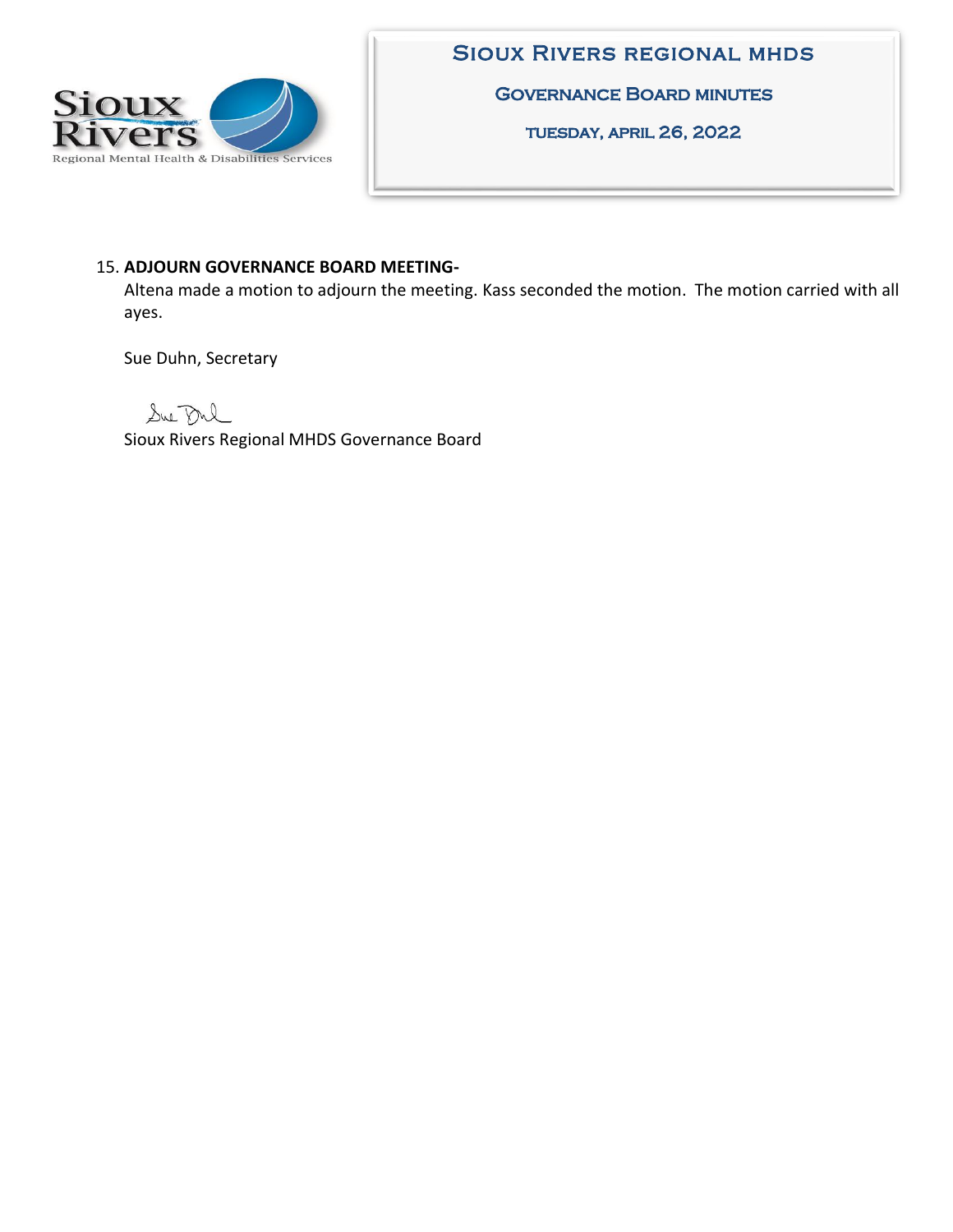15. **ADJOURN GOVERNANCE BOARD MEETING-**

    Altena made a motion to adjourn the meeting. Kass seconded the motion. The motion carried with all ayes.

    Sue Duhn, Secretary

    Sioux Rivers Regional MHDS Governance Board